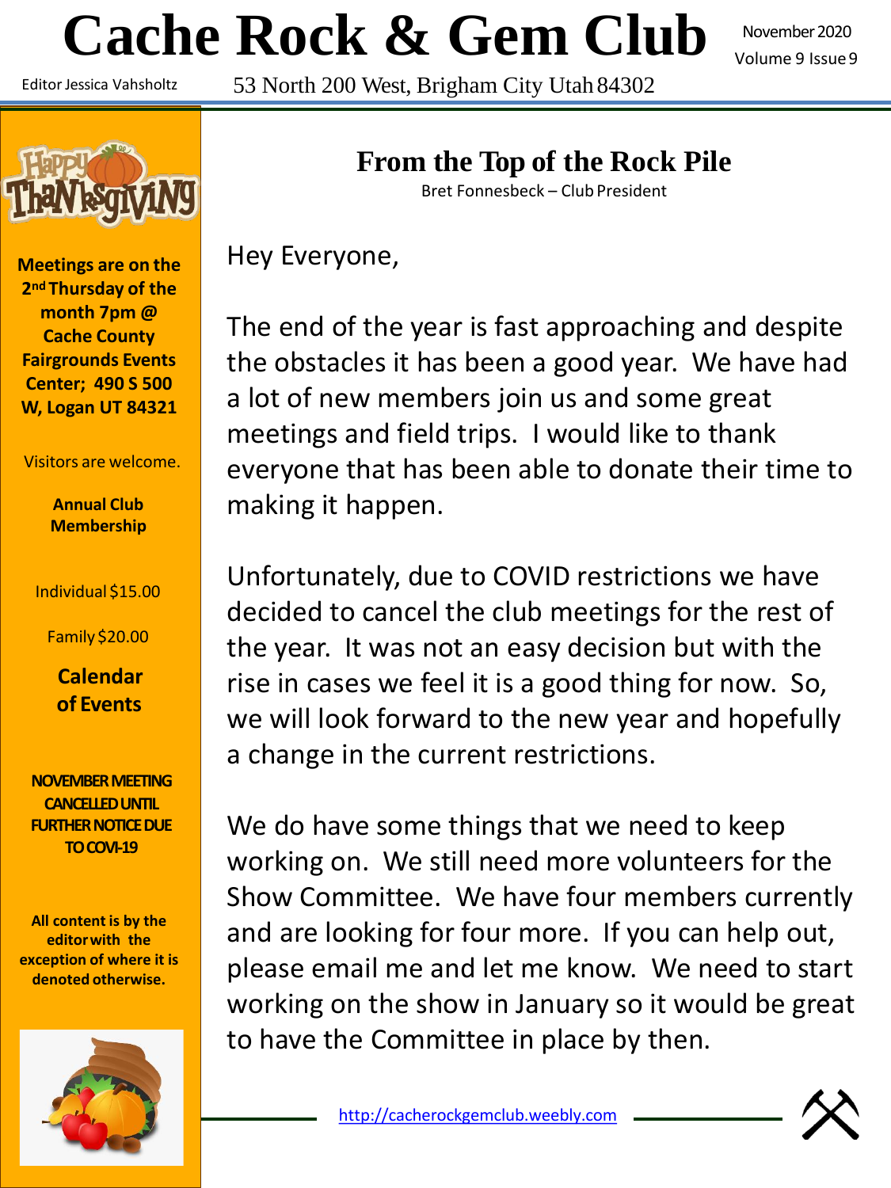# Cache Rock & Gem Club

November 2020
Volume 9 Issue 9

Editor Jessica Vahsholtz

53 North 200 West, Brigham City Utah 84302

**Meetings are on the 2nd Thursday of the month 7pm @ Cache County Fairgrounds Events Center; 490 S 500 W, Logan UT 84321**

Visitors are welcome.

**Annual Club Membership**

Individual $15.00

Family $20.00

**Calendar of Events**

**NOVEMBER MEETING CANCELLED UNTIL FURTHER NOTICE DUE TO COVI-19**

**All content is by the editor with the exception of where it is denoted otherwise.**

## From the Top of the Rock Pile

Bret Fonnesbeck – Club President

Hey Everyone,

The end of the year is fast approaching and despite the obstacles it has been a good year. We have had a lot of new members join us and some great meetings and field trips. I would like to thank everyone that has been able to donate their time to making it happen.

Unfortunately, due to COVID restrictions we have decided to cancel the club meetings for the rest of the year. It was not an easy decision but with the rise in cases we feel it is a good thing for now. So, we will look forward to the new year and hopefully a change in the current restrictions.

We do have some things that we need to keep working on. We still need more volunteers for the Show Committee. We have four members currently and are looking for four more. If you can help out, please email me and let me know. We need to start working on the show in January so it would be great to have the Committee in place by then.

http://cacherockgemclub.weebly.com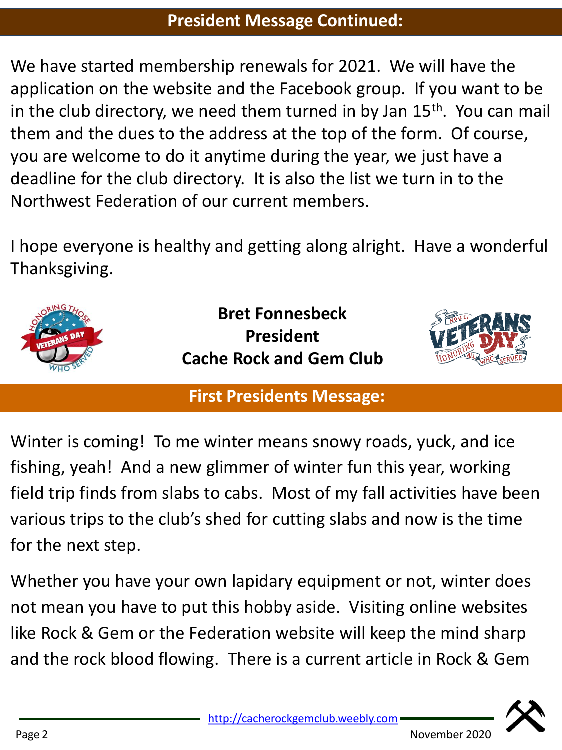## President Message Continued:

We have started membership renewals for 2021. We will have the application on the website and the Facebook group. If you want to be in the club directory, we need them turned in by Jan 15th. You can mail them and the dues to the address at the top of the form. Of course, you are welcome to do it anytime during the year, we just have a deadline for the club directory. It is also the list we turn in to the Northwest Federation of our current members.

I hope everyone is healthy and getting along alright. Have a wonderful Thanksgiving.

**Bret Fonnesbeck**
**President**
**Cache Rock and Gem Club**

## First Presidents Message:

Winter is coming! To me winter means snowy roads, yuck, and ice fishing, yeah! And a new glimmer of winter fun this year, working field trip finds from slabs to cabs. Most of my fall activities have been various trips to the club's shed for cutting slabs and now is the time for the next step.

Whether you have your own lapidary equipment or not, winter does not mean you have to put this hobby aside. Visiting online websites like Rock & Gem or the Federation website will keep the mind sharp and the rock blood flowing. There is a current article in Rock & Gem

http://cacherockgemclub.weebly.com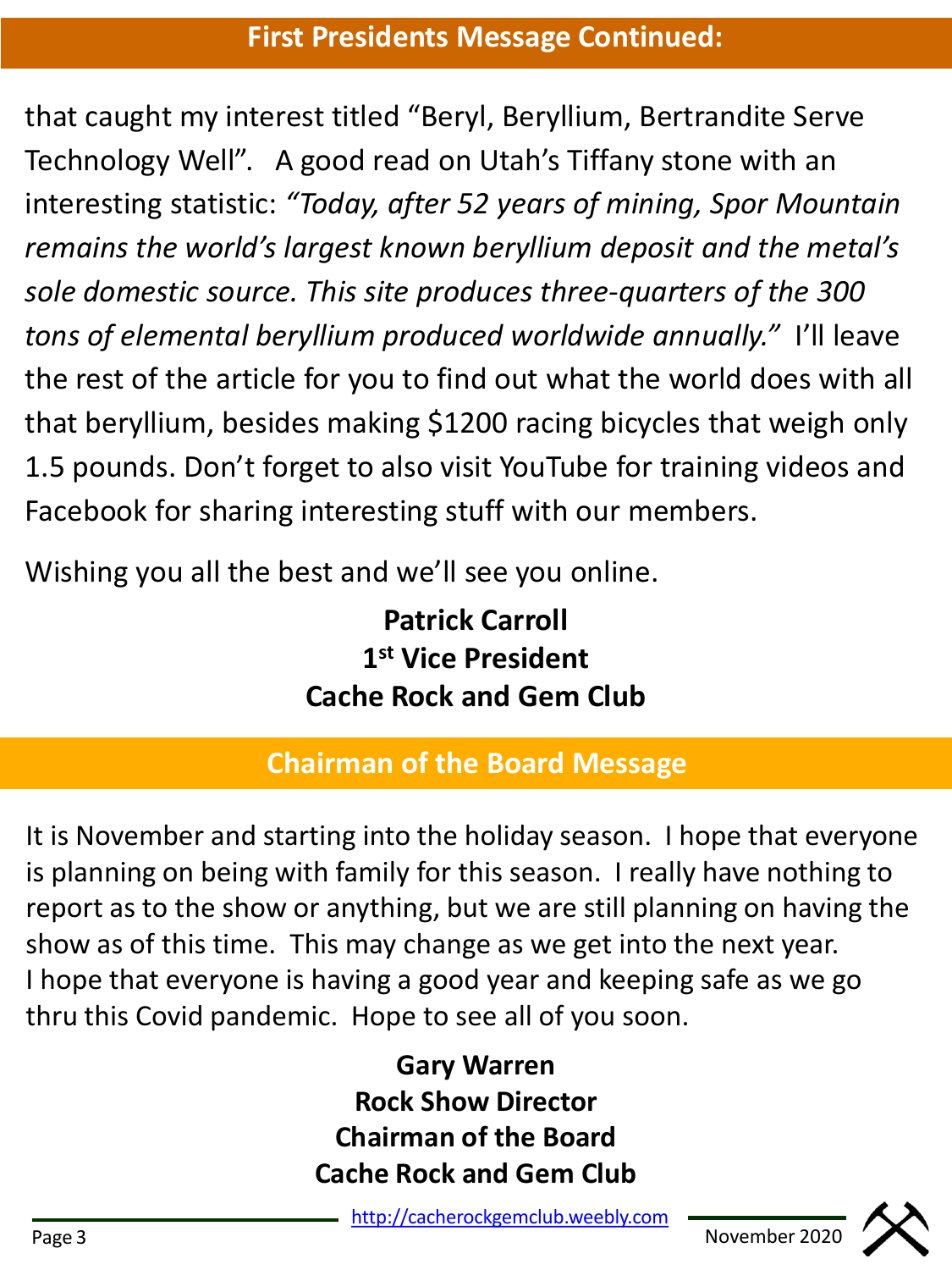## First Presidents Message Continued:

that caught my interest titled “Beryl, Beryllium, Bertrandite Serve Technology Well”. A good read on Utah’s Tiffany stone with an interesting statistic: *“Today, after 52 years of mining, Spor Mountain remains the world’s largest known beryllium deposit and the metal’s sole domestic source. This site produces three-quarters of the 300 tons of elemental beryllium produced worldwide annually.”* I’ll leave the rest of the article for you to find out what the world does with all that beryllium, besides making $1200 racing bicycles that weigh only 1.5 pounds. Don’t forget to also visit YouTube for training videos and Facebook for sharing interesting stuff with our members.

Wishing you all the best and we’ll see you online.

**Patrick Carroll**
**1st Vice President**
**Cache Rock and Gem Club**

## Chairman of the Board Message

It is November and starting into the holiday season. I hope that everyone is planning on being with family for this season. I really have nothing to report as to the show or anything, but we are still planning on having the show as of this time. This may change as we get into the next year. I hope that everyone is having a good year and keeping safe as we go thru this Covid pandemic. Hope to see all of you soon.

**Gary Warren**
**Rock Show Director**
**Chairman of the Board**
**Cache Rock and Gem Club**

http://cacherockgemclub.weebly.com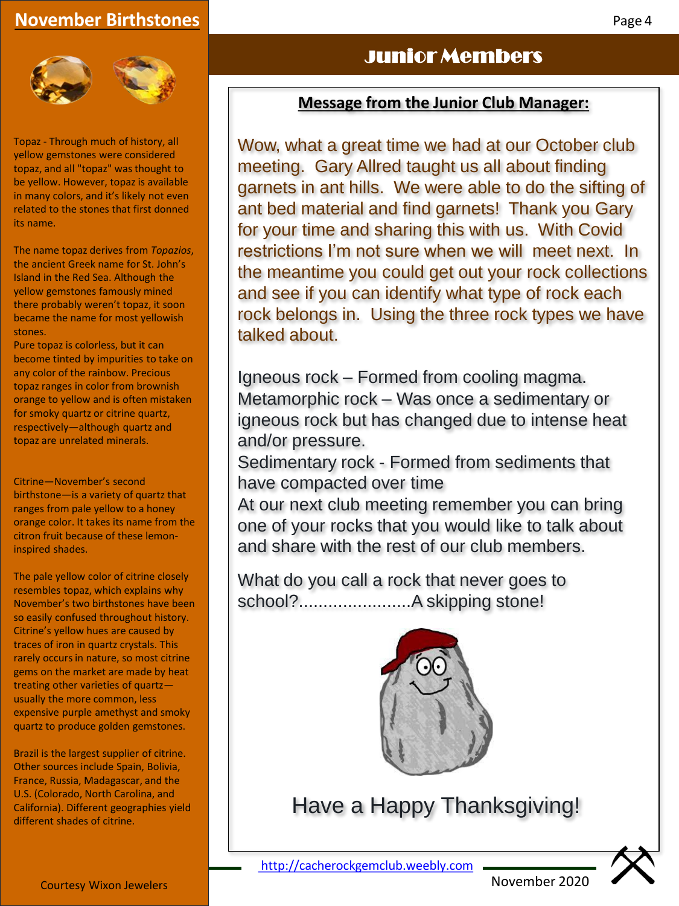## November Birthstones

Topaz - Through much of history, all yellow gemstones were considered topaz, and all "topaz" was thought to be yellow. However, topaz is available in many colors, and it's likely not even related to the stones that first donned its name.

The name topaz derives from *Topazios*, the ancient Greek name for St. John's Island in the Red Sea. Although the yellow gemstones famously mined there probably weren't topaz, it soon became the name for most yellowish stones.

Pure topaz is colorless, but it can become tinted by impurities to take on any color of the rainbow. Precious topaz ranges in color from brownish orange to yellow and is often mistaken for smoky quartz or citrine quartz, respectively—although quartz and topaz are unrelated minerals.

Citrine—November's second birthstone—is a variety of quartz that ranges from pale yellow to a honey orange color. It takes its name from the citron fruit because of these lemon-inspired shades.

The pale yellow color of citrine closely resembles topaz, which explains why November's two birthstones have been so easily confused throughout history. Citrine's yellow hues are caused by traces of iron in quartz crystals. This rarely occurs in nature, so most citrine gems on the market are made by heat treating other varieties of quartz—usually the more common, less expensive purple amethyst and smoky quartz to produce golden gemstones.

Brazil is the largest supplier of citrine. Other sources include Spain, Bolivia, France, Russia, Madagascar, and the U.S. (Colorado, North Carolina, and California). Different geographies yield different shades of citrine.

Courtesy Wixon Jewelers

## Junior Members

### Message from the Junior Club Manager:

Wow, what a great time we had at our October club meeting. Gary Allred taught us all about finding garnets in ant hills. We were able to do the sifting of ant bed material and find garnets! Thank you Gary for your time and sharing this with us. With Covid restrictions I'm not sure when we will meet next. In the meantime you could get out your rock collections and see if you can identify what type of rock each rock belongs in. Using the three rock types we have talked about.

Igneous rock – Formed from cooling magma.
Metamorphic rock – Was once a sedimentary or igneous rock but has changed due to intense heat and/or pressure.
Sedimentary rock - Formed from sediments that have compacted over time
At our next club meeting remember you can bring one of your rocks that you would like to talk about and share with the rest of our club members.

What do you call a rock that never goes to school?.......................A skipping stone!

Have a Happy Thanksgiving!

http://cacherockgemclub.weebly.com

November 2020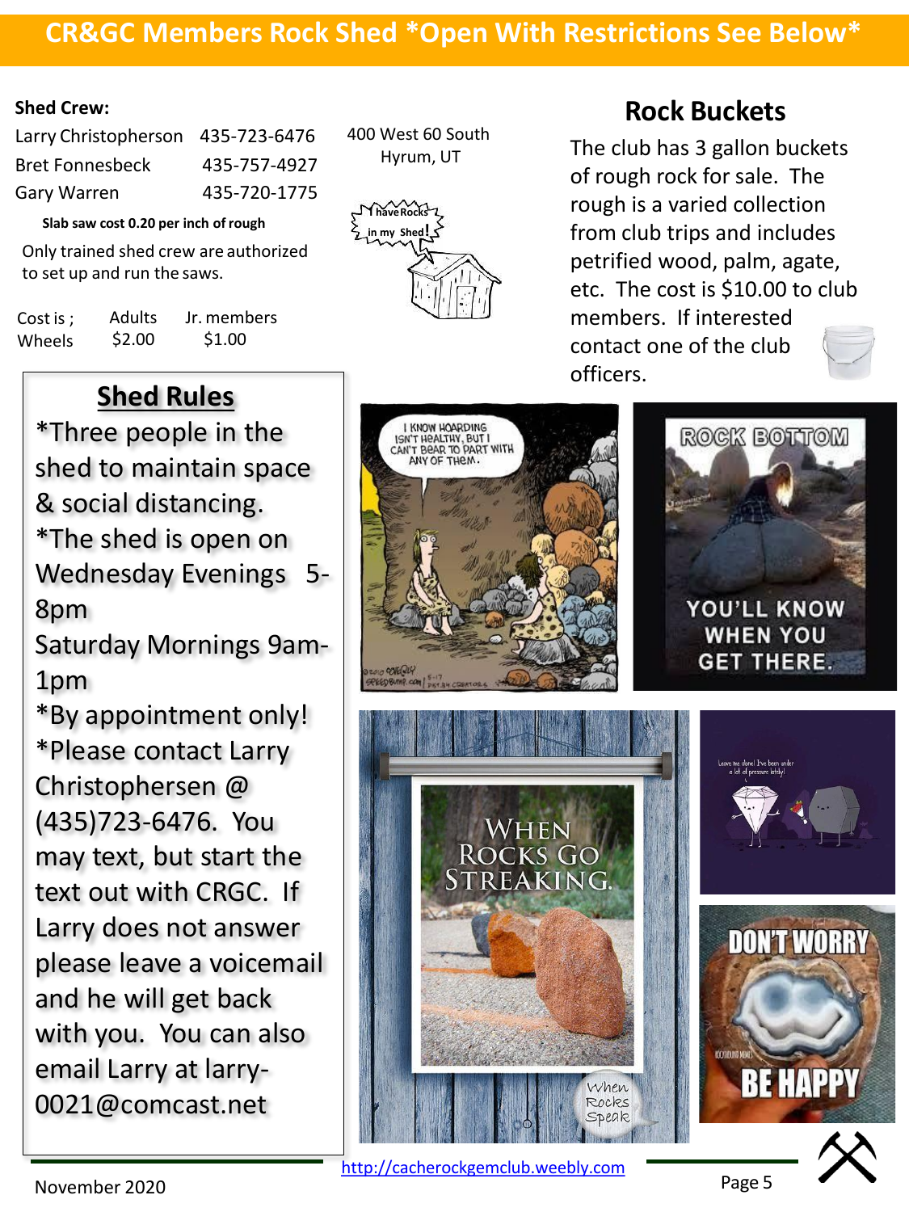## CR&GC Members Rock Shed *Open With Restrictions See Below*

**Shed Crew:**

| | |
|---|---|
| Larry Christopherson | 435-723-6476 |
| Bret Fonnesbeck | 435-757-4927 |
| Gary Warren | 435-720-1775 |

400 West 60 South
Hyrum, UT

**Slab saw cost 0.20 per inch of rough**

Only trained shed crew are authorized to set up and run the saws.

| Cost is ; Wheels | Adults | Jr. members |
|---|---|---|
| | $2.00 | $1.00 |

### Shed Rules

*Three people in the shed to maintain space & social distancing.
*The shed is open on Wednesday Evenings 5-8pm
Saturday Mornings 9am-1pm
*By appointment only!
*Please contact Larry Christophersen @ (435)723-6476. You may text, but start the text out with CRGC. If Larry does not answer please leave a voicemail and he will get back with you. You can also email Larry at larry-0021@comcast.net

### Rock Buckets

The club has 3 gallon buckets of rough rock for sale. The rough is a varied collection from club trips and includes petrified wood, palm, agate, etc. The cost is $10.00 to club members. If interested contact one of the club officers.

November 2020

http://cacherockgemclub.weebly.com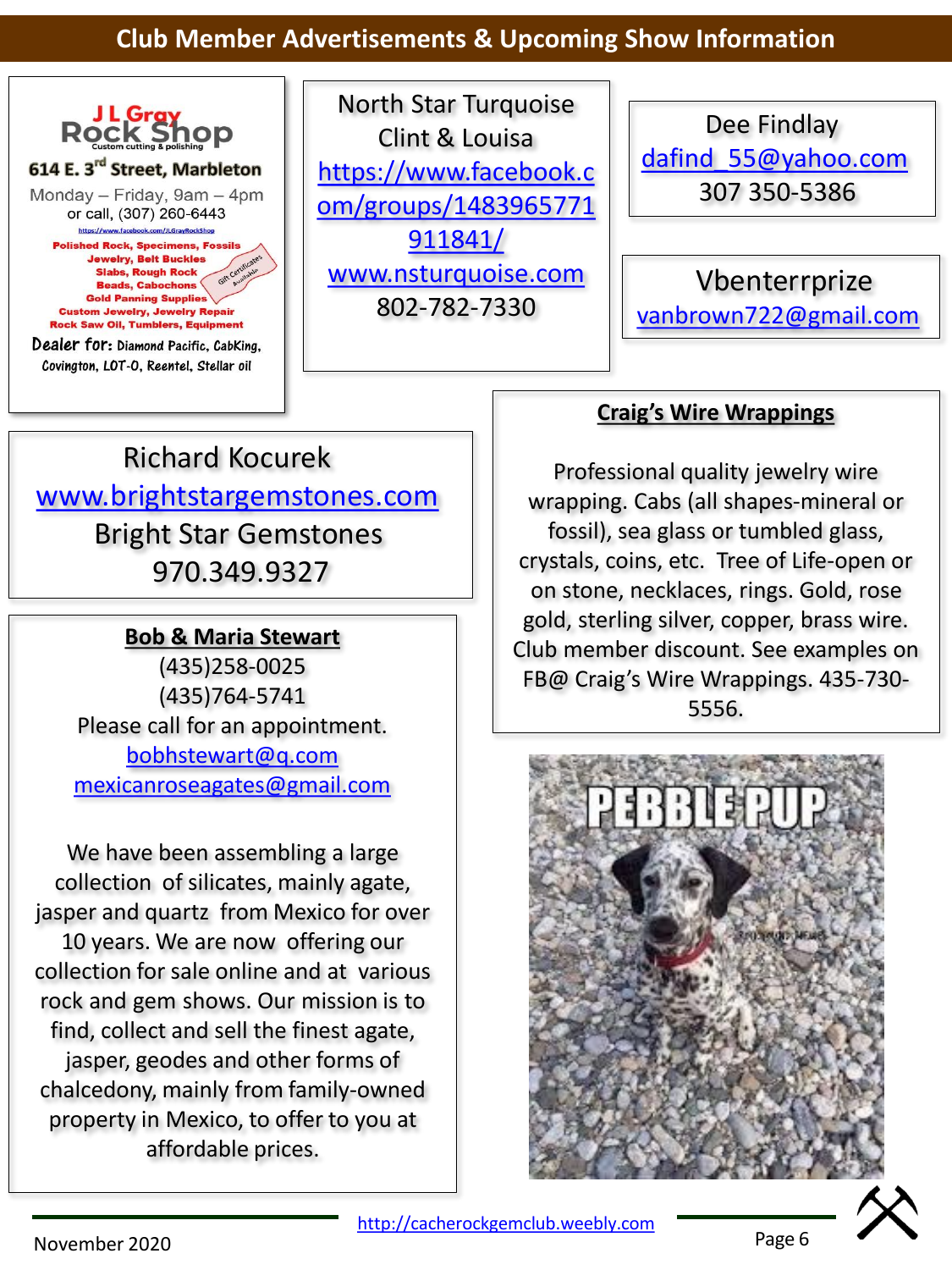## Club Member Advertisements & Upcoming Show Information

**J L Gray Rock Shop**
Custom cutting & polishing

**614 E. 3rd Street, Marbleton**

Monday – Friday, 9am – 4pm
or call, (307) 260-6443

https://www.facebook.com/JLGrayRockShop

Polished Rock, Specimens, Fossils
Jewelry, Belt Buckles
Slabs, Rough Rock
Beads, Cabochons
Gold Panning Supplies
Custom Jewelry, Jewelry Repair
Rock Saw Oil, Tumblers, Equipment

Gift Certificates Available

**Dealer for:** Diamond Pacific, CabKing, Covington, LOT-O, Reentel, Stellar oil

---

North Star Turquoise
Clint & Louisa
https://www.facebook.com/groups/1483965771911841/
www.nsturquoise.com
802-782-7330

---

Dee Findlay
dafind_55@yahoo.com
307 350-5386

---

Vbenterrprize
vanbrown722@gmail.com

---

Richard Kocurek
www.brightstargemstones.com
Bright Star Gemstones
970.349.9327

---

**Craig's Wire Wrappings**

Professional quality jewelry wire wrapping. Cabs (all shapes-mineral or fossil), sea glass or tumbled glass, crystals, coins, etc. Tree of Life-open or on stone, necklaces, rings. Gold, rose gold, sterling silver, copper, brass wire. Club member discount. See examples on FB@ Craig's Wire Wrappings. 435-730-5556.

---

**Bob & Maria Stewart**
(435)258-0025
(435)764-5741
Please call for an appointment.
bobhstewart@q.com
mexicanroseagates@gmail.com

We have been assembling a large collection of silicates, mainly agate, jasper and quartz from Mexico for over 10 years. We are now offering our collection for sale online and at various rock and gem shows. Our mission is to find, collect and sell the finest agate, jasper, geodes and other forms of chalcedony, mainly from family-owned property in Mexico, to offer to you at affordable prices.

---

PEBBLE PUP

http://cacherockgemclub.weebly.com

November 2020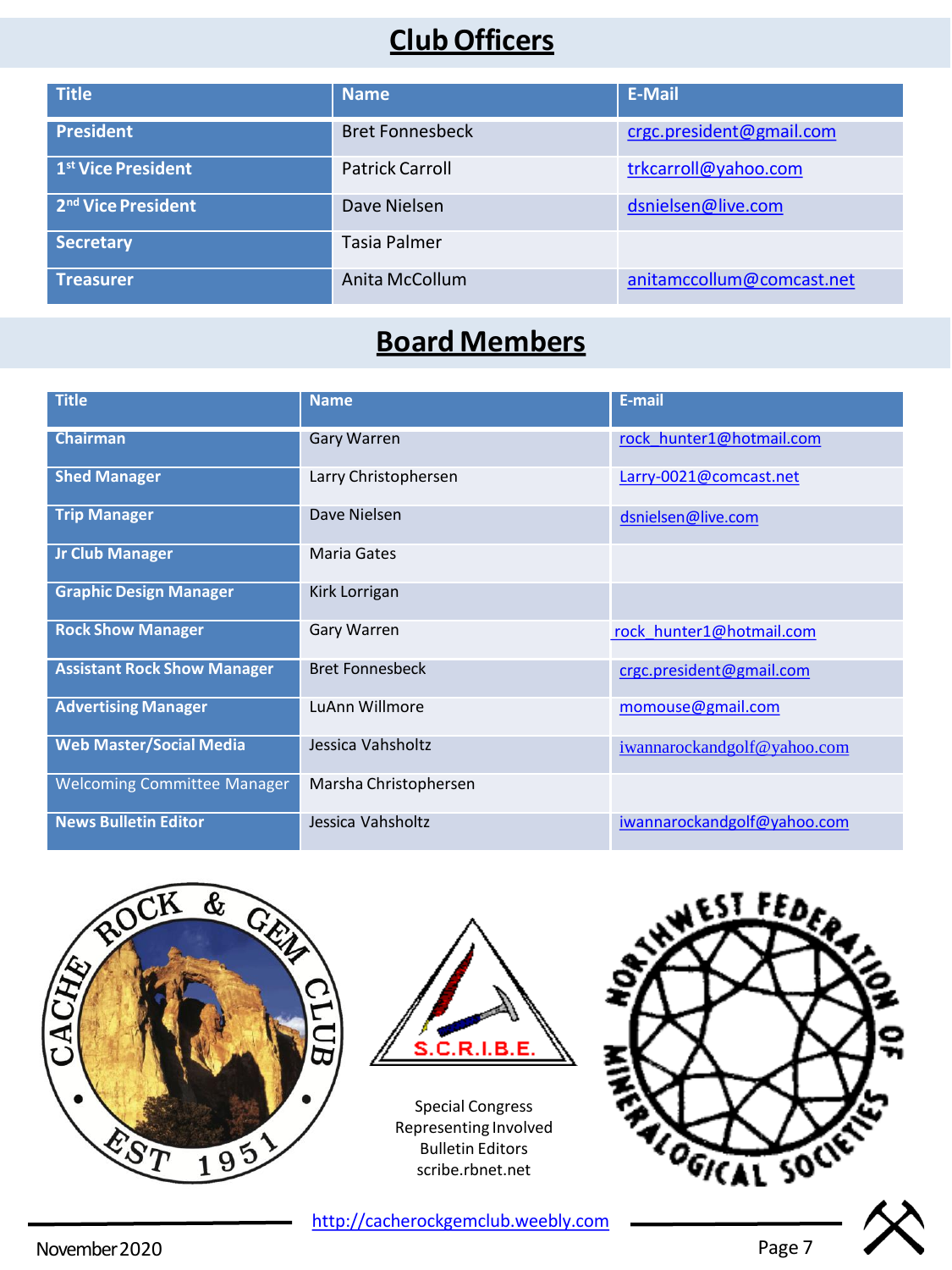## Club Officers

| Title | Name | E-Mail |
|---|---|---|
| President | Bret Fonnesbeck | crgc.president@gmail.com |
| 1st Vice President | Patrick Carroll | trkcarroll@yahoo.com |
| 2nd Vice President | Dave Nielsen | dsnielsen@live.com |
| Secretary | Tasia Palmer | |
| Treasurer | Anita McCollum | anitamccollum@comcast.net |

## Board Members

| Title | Name | E-mail |
|---|---|---|
| Chairman | Gary Warren | rock_hunter1@hotmail.com |
| Shed Manager | Larry Christophersen | Larry-0021@comcast.net |
| Trip Manager | Dave Nielsen | dsnielsen@live.com |
| Jr Club Manager | Maria Gates | |
| Graphic Design Manager | Kirk Lorrigan | |
| Rock Show Manager | Gary Warren | rock_hunter1@hotmail.com |
| Assistant Rock Show Manager | Bret Fonnesbeck | crgc.president@gmail.com |
| Advertising Manager | LuAnn Willmore | momouse@gmail.com |
| Web Master/Social Media | Jessica Vahsholtz | iwannarockandgolf@yahoo.com |
| Welcoming Committee Manager | Marsha Christophersen | |
| News Bulletin Editor | Jessica Vahsholtz | iwannarockandgolf@yahoo.com |

CACHE ROCK & GEM CLUB EST 1951

S.C.R.I.B.E.

Special Congress
Representing Involved
Bulletin Editors
scribe.rbnet.net

NORTHWEST FEDERATION OF MINERALOGICAL SOCIETIES

http://cacherockgemclub.weebly.com

November 2020